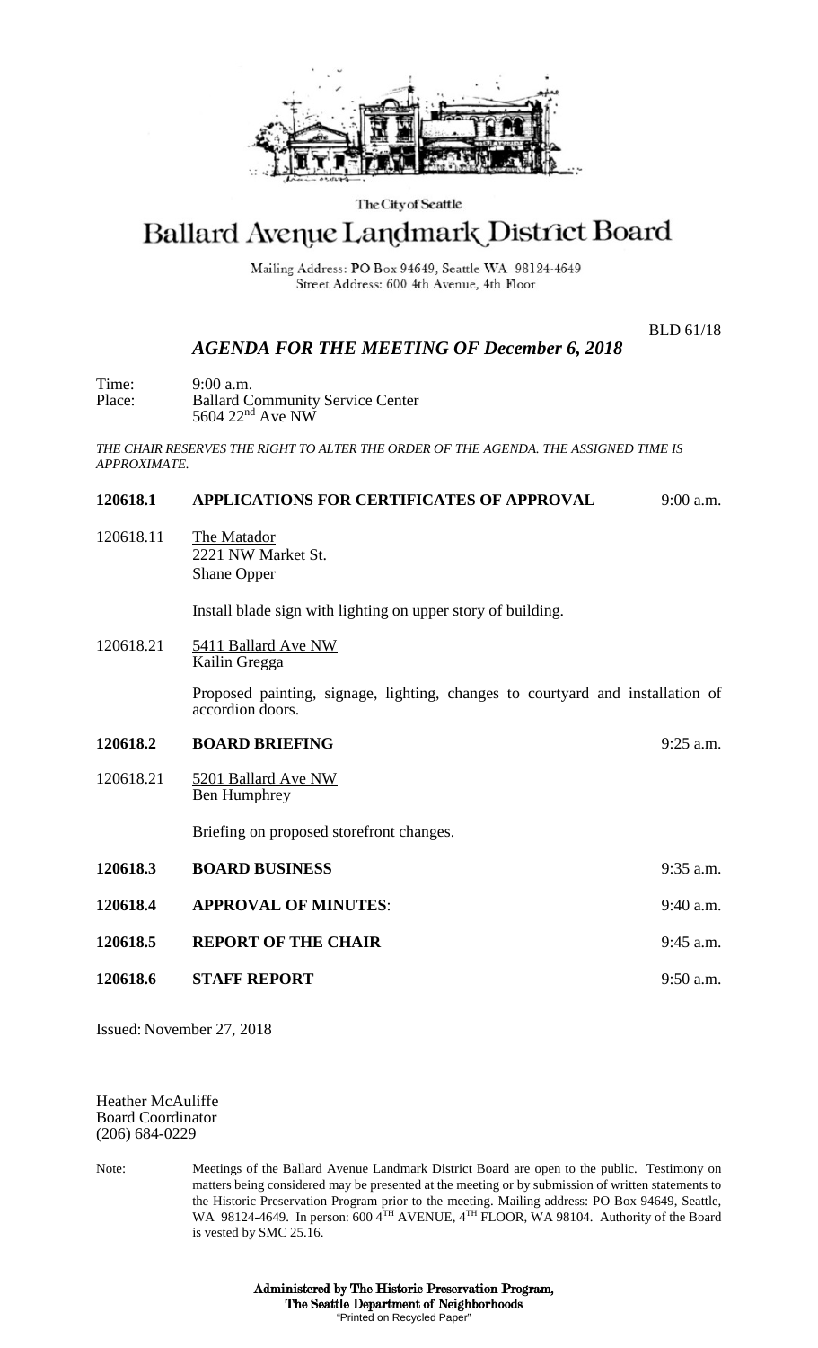The City of Seattle

# Ballard Avenue Landmark District Board

Mailing Address: PO Box 94649, Seattle WA 98124-4649
Street Address: 600 4th Avenue, 4th Floor

BLD 61/18

## *AGENDA FOR THE MEETING OF December 6, 2018*

Time: 9:00 a.m.
Place: Ballard Community Service Center
5604 22nd Ave NW

*THE CHAIR RESERVES THE RIGHT TO ALTER THE ORDER OF THE AGENDA. THE ASSIGNED TIME IS APPROXIMATE.*

**120618.1 APPLICATIONS FOR CERTIFICATES OF APPROVAL** 9:00 a.m.

120618.11 The Matador
2221 NW Market St.
Shane Opper

Install blade sign with lighting on upper story of building.

120618.21 5411 Ballard Ave NW
Kailin Gregga

Proposed painting, signage, lighting, changes to courtyard and installation of accordion doors.

**120618.2 BOARD BRIEFING** 9:25 a.m.

120618.21 5201 Ballard Ave NW
Ben Humphrey

Briefing on proposed storefront changes.

**120618.3 BOARD BUSINESS** 9:35 a.m.

**120618.4 APPROVAL OF MINUTES**: 9:40 a.m.

**120618.5 REPORT OF THE CHAIR** 9:45 a.m.

**120618.6 STAFF REPORT** 9:50 a.m.

Issued: November 27, 2018

Heather McAuliffe
Board Coordinator
(206) 684-0229

Note: Meetings of the Ballard Avenue Landmark District Board are open to the public. Testimony on matters being considered may be presented at the meeting or by submission of written statements to the Historic Preservation Program prior to the meeting. Mailing address: PO Box 94649, Seattle, WA 98124-4649. In person: 600 4TH AVENUE, 4TH FLOOR, WA 98104. Authority of the Board is vested by SMC 25.16.

**Administered by The Historic Preservation Program,**
**The Seattle Department of Neighborhoods**
"Printed on Recycled Paper"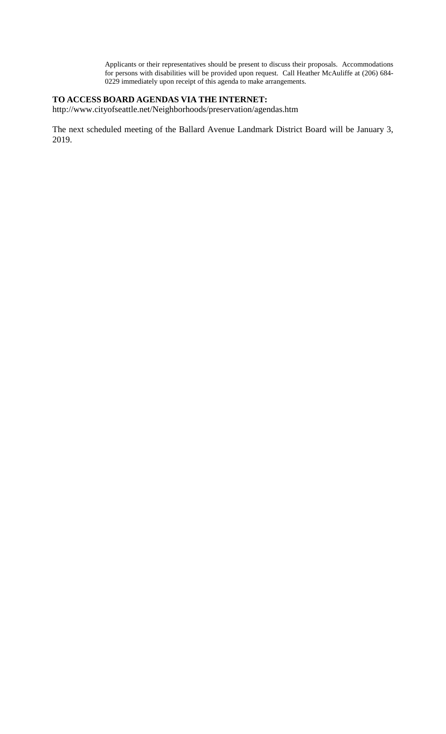Applicants or their representatives should be present to discuss their proposals. Accommodations for persons with disabilities will be provided upon request. Call Heather McAuliffe at (206) 684-0229 immediately upon receipt of this agenda to make arrangements.

**TO ACCESS BOARD AGENDAS VIA THE INTERNET:**
http://www.cityofseattle.net/Neighborhoods/preservation/agendas.htm

The next scheduled meeting of the Ballard Avenue Landmark District Board will be January 3, 2019.